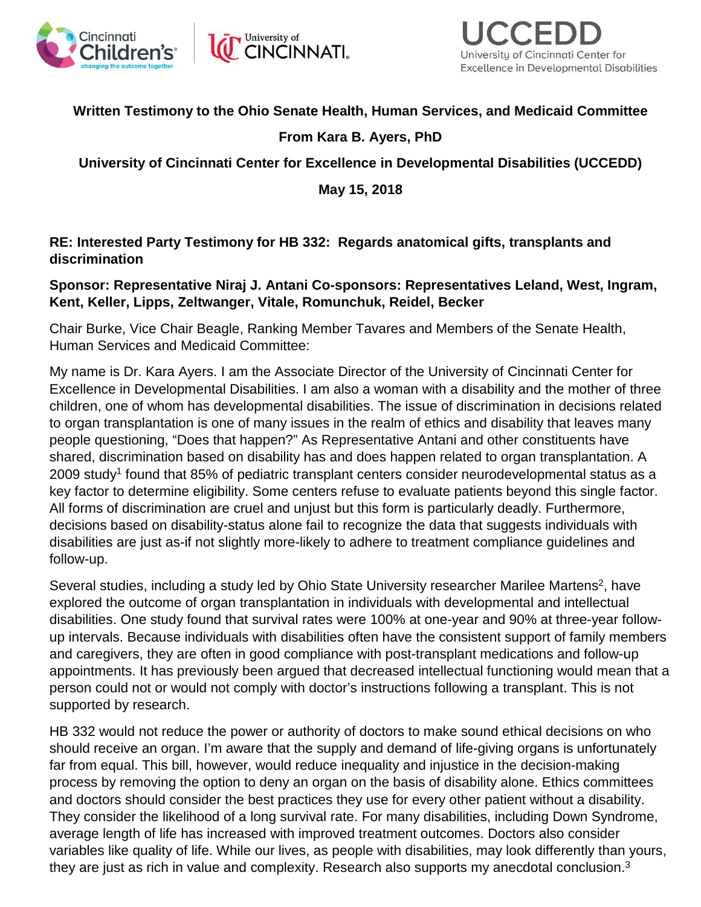**Written Testimony to the Ohio Senate Health, Human Services, and Medicaid Committee**

**From Kara B. Ayers, PhD**

**University of Cincinnati Center for Excellence in Developmental Disabilities (UCCEDD)**

**May 15, 2018**

**RE: Interested Party Testimony for HB 332: Regards anatomical gifts, transplants and discrimination**

**Sponsor: Representative Niraj J. Antani Co-sponsors: Representatives Leland, West, Ingram, Kent, Keller, Lipps, Zeltwanger, Vitale, Romunchuk, Reidel, Becker**

Chair Burke, Vice Chair Beagle, Ranking Member Tavares and Members of the Senate Health, Human Services and Medicaid Committee:

My name is Dr. Kara Ayers. I am the Associate Director of the University of Cincinnati Center for Excellence in Developmental Disabilities. I am also a woman with a disability and the mother of three children, one of whom has developmental disabilities. The issue of discrimination in decisions related to organ transplantation is one of many issues in the realm of ethics and disability that leaves many people questioning, "Does that happen?" As Representative Antani and other constituents have shared, discrimination based on disability has and does happen related to organ transplantation. A 2009 study[1] found that 85% of pediatric transplant centers consider neurodevelopmental status as a key factor to determine eligibility. Some centers refuse to evaluate patients beyond this single factor. All forms of discrimination are cruel and unjust but this form is particularly deadly. Furthermore, decisions based on disability-status alone fail to recognize the data that suggests individuals with disabilities are just as-if not slightly more-likely to adhere to treatment compliance guidelines and follow-up.

Several studies, including a study led by Ohio State University researcher Marilee Martens[2], have explored the outcome of organ transplantation in individuals with developmental and intellectual disabilities. One study found that survival rates were 100% at one-year and 90% at three-year follow-up intervals. Because individuals with disabilities often have the consistent support of family members and caregivers, they are often in good compliance with post-transplant medications and follow-up appointments. It has previously been argued that decreased intellectual functioning would mean that a person could not or would not comply with doctor's instructions following a transplant. This is not supported by research.

HB 332 would not reduce the power or authority of doctors to make sound ethical decisions on who should receive an organ. I'm aware that the supply and demand of life-giving organs is unfortunately far from equal. This bill, however, would reduce inequality and injustice in the decision-making process by removing the option to deny an organ on the basis of disability alone. Ethics committees and doctors should consider the best practices they use for every other patient without a disability. They consider the likelihood of a long survival rate. For many disabilities, including Down Syndrome, average length of life has increased with improved treatment outcomes. Doctors also consider variables like quality of life. While our lives, as people with disabilities, may look differently than yours, they are just as rich in value and complexity. Research also supports my anecdotal conclusion.[3]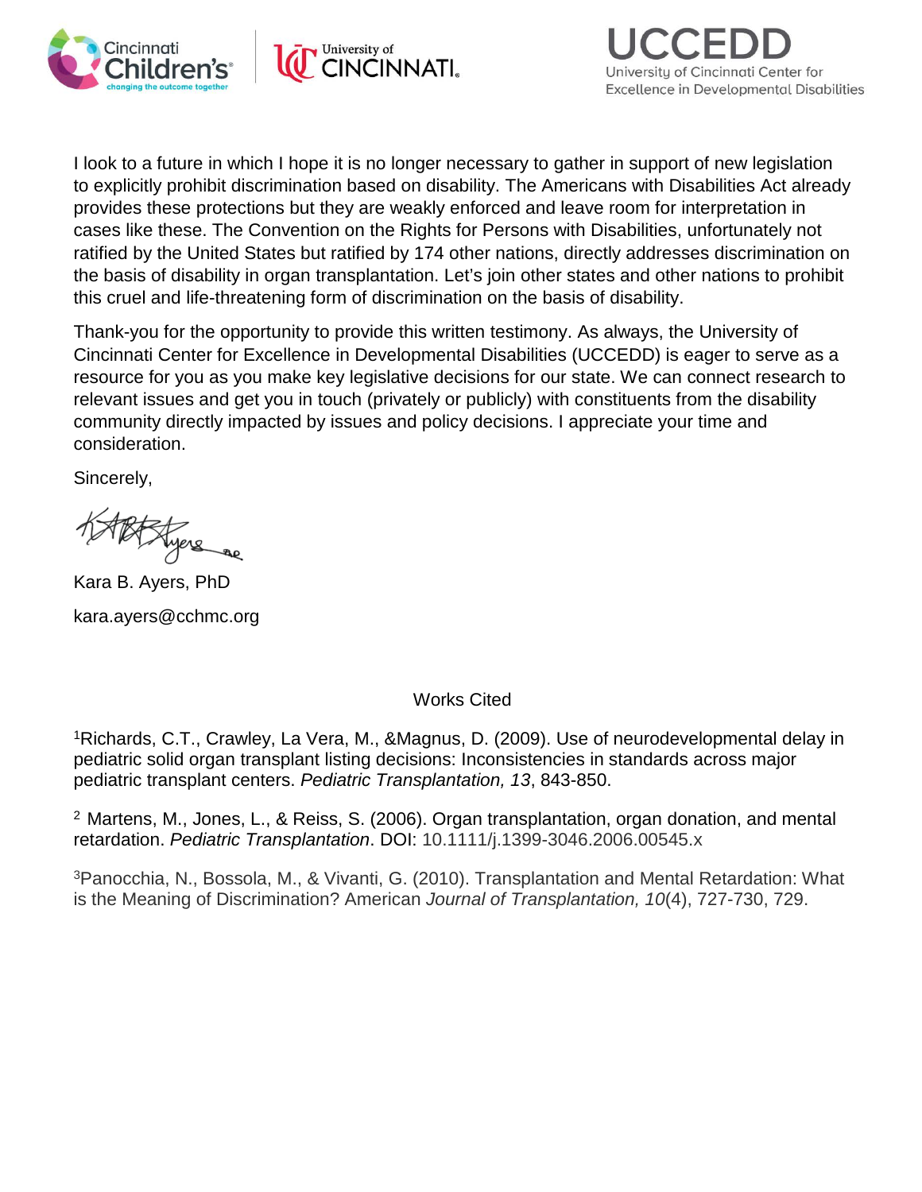I look to a future in which I hope it is no longer necessary to gather in support of new legislation to explicitly prohibit discrimination based on disability. The Americans with Disabilities Act already provides these protections but they are weakly enforced and leave room for interpretation in cases like these. The Convention on the Rights for Persons with Disabilities, unfortunately not ratified by the United States but ratified by 174 other nations, directly addresses discrimination on the basis of disability in organ transplantation. Let's join other states and other nations to prohibit this cruel and life-threatening form of discrimination on the basis of disability.

Thank-you for the opportunity to provide this written testimony. As always, the University of Cincinnati Center for Excellence in Developmental Disabilities (UCCEDD) is eager to serve as a resource for you as you make key legislative decisions for our state. We can connect research to relevant issues and get you in touch (privately or publicly) with constituents from the disability community directly impacted by issues and policy decisions. I appreciate your time and consideration.

Sincerely,

Kara B. Ayers, PhD

kara.ayers@cchmc.org

## Works Cited

[1]Richards, C.T., Crawley, La Vera, M., &Magnus, D. (2009). Use of neurodevelopmental delay in pediatric solid organ transplant listing decisions: Inconsistencies in standards across major pediatric transplant centers. *Pediatric Transplantation, 13*, 843-850.

[2] Martens, M., Jones, L., & Reiss, S. (2006). Organ transplantation, organ donation, and mental retardation. *Pediatric Transplantation*. DOI: 10.1111/j.1399-3046.2006.00545.x

[3]Panocchia, N., Bossola, M., & Vivanti, G. (2010). Transplantation and Mental Retardation: What is the Meaning of Discrimination? American *Journal of Transplantation, 10*(4), 727-730, 729.